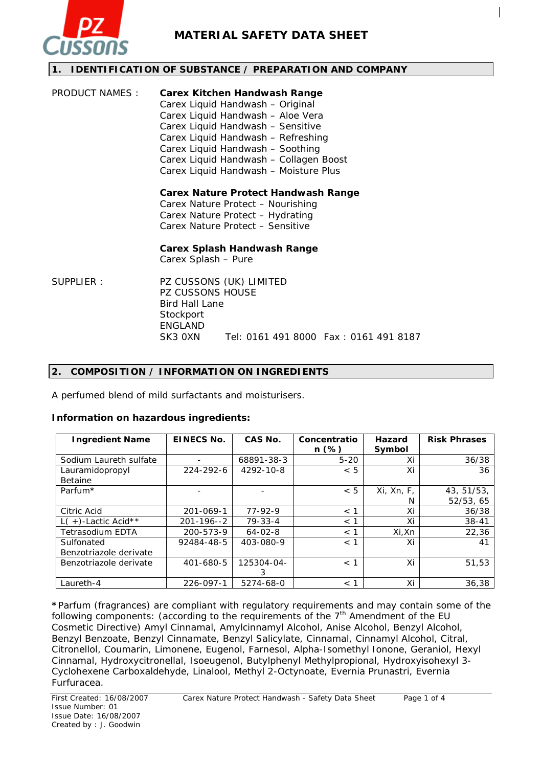# MATERIAL SAFETY DATA SHEET

## 1. IDENTIFICATION OF SUBSTANCE / PREPARATION AND COMPANY

PRODUCT NAMES :

**Carex Kitchen Handwash Range**
Carex Liquid Handwash – Original
Carex Liquid Handwash – Aloe Vera
Carex Liquid Handwash – Sensitive
Carex Liquid Handwash – Refreshing
Carex Liquid Handwash – Soothing
Carex Liquid Handwash – Collagen Boost
Carex Liquid Handwash – Moisture Plus

**Carex Nature Protect Handwash Range**
Carex Nature Protect – Nourishing
Carex Nature Protect – Hydrating
Carex Nature Protect – Sensitive

**Carex Splash Handwash Range**
Carex Splash – Pure

SUPPLIER :

PZ CUSSONS (UK) LIMITED
PZ CUSSONS HOUSE
Bird Hall Lane
Stockport
ENGLAND
SK3 0XN Tel: 0161 491 8000 Fax : 0161 491 8187

## 2. COMPOSITION / INFORMATION ON INGREDIENTS

A perfumed blend of mild surfactants and moisturisers.

**Information on hazardous ingredients:**

| Ingredient Name | EINECS No. | CAS No. | Concentration (%) | Hazard Symbol | Risk Phrases |
|---|---|---|---|---|---|
| Sodium Laureth sulfate | - | 68891-38-3 | 5-20 | Xi | 36/38 |
| Lauramidopropyl Betaine | 224-292-6 | 4292-10-8 | < 5 | Xi | 36 |
| Parfum* | - | - | < 5 | Xi, Xn, F, N | 43, 51/53, 52/53, 65 |
| Citric Acid | 201-069-1 | 77-92-9 | < 1 | Xi | 36/38 |
| L( +)-Lactic Acid** | 201-196--2 | 79-33-4 | < 1 | Xi | 38-41 |
| Tetrasodium EDTA | 200-573-9 | 64-02-8 | < 1 | Xi,Xn | 22,36 |
| Sulfonated Benzotriazole derivate | 92484-48-5 | 403-080-9 | < 1 | Xi | 41 |
| Benzotriazole derivate | 401-680-5 | 125304-04-3 | < 1 | Xi | 51,53 |
| Laureth-4 | 226-097-1 | 5274-68-0 | < 1 | Xi | 36,38 |

**\***Parfum (fragrances) are compliant with regulatory requirements and may contain some of the following components: (according to the requirements of the 7th Amendment of the EU Cosmetic Directive) Amyl Cinnamal, Amylcinnamyl Alcohol, Anise Alcohol, Benzyl Alcohol, Benzyl Benzoate, Benzyl Cinnamate, Benzyl Salicylate, Cinnamal, Cinnamyl Alcohol, Citral, Citronellol, Coumarin, Limonene, Eugenol, Farnesol, Alpha-Isomethyl Ionone, Geraniol, Hexyl Cinnamal, Hydroxycitronellal, Isoeugenol, Butylphenyl Methylpropional, Hydroxyisohexyl 3-Cyclohexene Carboxaldehyde, Linalool, Methyl 2-Octynoate, Evernia Prunastri, Evernia Furfuracea.

First Created: 16/08/2007
Issue Number: 01
Issue Date: 16/08/2007
Created by : J. Goodwin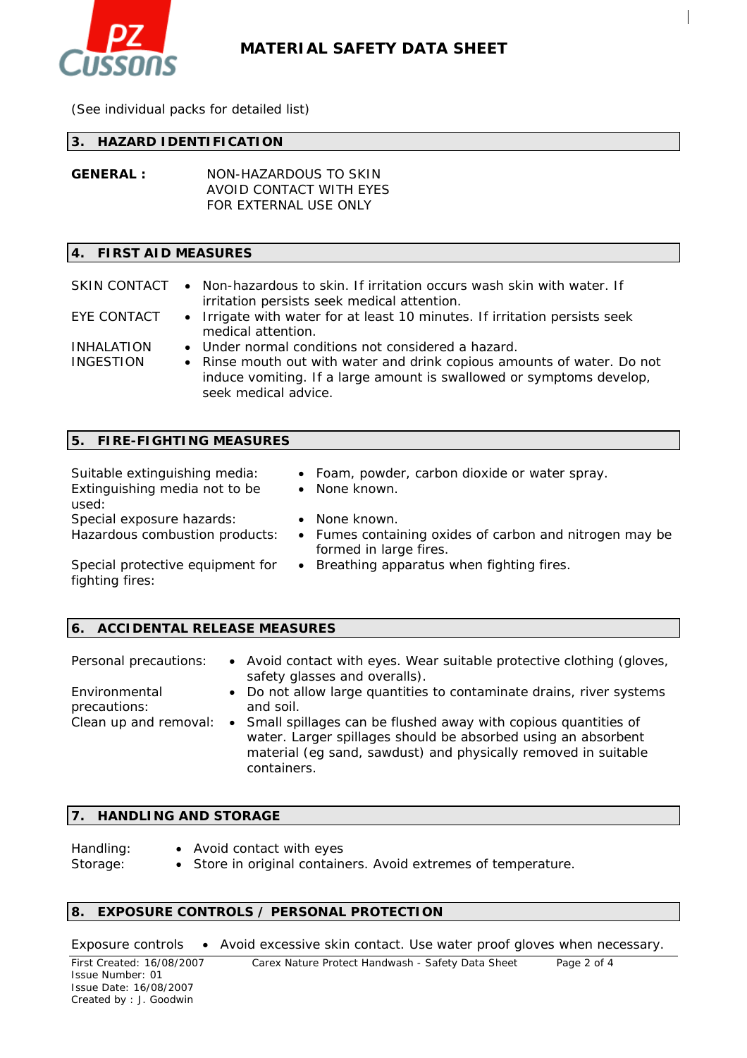(See individual packs for detailed list)

## 3. HAZARD IDENTIFICATION

**GENERAL :** NON-HAZARDOUS TO SKIN
AVOID CONTACT WITH EYES
FOR EXTERNAL USE ONLY

## 4. FIRST AID MEASURES

| | |
|---|---|
| SKIN CONTACT | • Non-hazardous to skin. If irritation occurs wash skin with water. If irritation persists seek medical attention. |
| EYE CONTACT | • Irrigate with water for at least 10 minutes. If irritation persists seek medical attention. |
| INHALATION | • Under normal conditions not considered a hazard. |
| INGESTION | • Rinse mouth out with water and drink copious amounts of water. Do not induce vomiting. If a large amount is swallowed or symptoms develop, seek medical advice. |

## 5. FIRE-FIGHTING MEASURES

| | |
|---|---|
| Suitable extinguishing media: | • Foam, powder, carbon dioxide or water spray. |
| Extinguishing media not to be used: | • None known. |
| Special exposure hazards: | • None known. |
| Hazardous combustion products: | • Fumes containing oxides of carbon and nitrogen may be formed in large fires. |
| Special protective equipment for fighting fires: | • Breathing apparatus when fighting fires. |

## 6. ACCIDENTAL RELEASE MEASURES

| | |
|---|---|
| Personal precautions: | • Avoid contact with eyes. Wear suitable protective clothing (gloves, safety glasses and overalls). |
| Environmental precautions: | • Do not allow large quantities to contaminate drains, river systems and soil. |
| Clean up and removal: | • Small spillages can be flushed away with copious quantities of water. Larger spillages should be absorbed using an absorbent material (eg sand, sawdust) and physically removed in suitable containers. |

## 7. HANDLING AND STORAGE

| | |
|---|---|
| Handling: | • Avoid contact with eyes |
| Storage: | • Store in original containers. Avoid extremes of temperature. |

## 8. EXPOSURE CONTROLS / PERSONAL PROTECTION

| | |
|---|---|
| Exposure controls | • Avoid excessive skin contact. Use water proof gloves when necessary. |

First Created: 16/08/2007
Issue Number: 01
Issue Date: 16/08/2007
Created by : J. Goodwin

Carex Nature Protect Handwash - Safety Data Sheet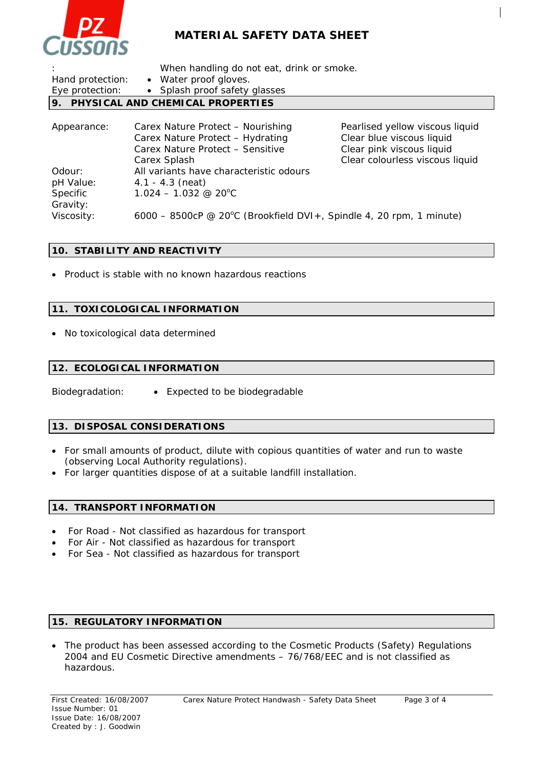: When handling do not eat, drink or smoke.

Hand protection:
- Water proof gloves.

Eye protection:
- Splash proof safety glasses

## 9. PHYSICAL AND CHEMICAL PROPERTIES

| | | |
|---|---|---|
| Appearance: | Carex Nature Protect – Nourishing | Pearlised yellow viscous liquid |
| | Carex Nature Protect – Hydrating | Clear blue viscous liquid |
| | Carex Nature Protect – Sensitive | Clear pink viscous liquid |
| | Carex Splash | Clear colourless viscous liquid |
| Odour: | All variants have characteristic odours | |
| pH Value: | 4.1 - 4.3 (neat) | |
| Specific Gravity: | 1.024 – 1.032 @ 20°C | |
| Viscosity: | 6000 – 8500cP @ 20°C (Brookfield DVI+, Spindle 4, 20 rpm, 1 minute) | |

## 10. STABILITY AND REACTIVITY

- Product is stable with no known hazardous reactions

## 11. TOXICOLOGICAL INFORMATION

- No toxicological data determined

## 12. ECOLOGICAL INFORMATION

Biodegradation:
- Expected to be biodegradable

## 13. DISPOSAL CONSIDERATIONS

- For small amounts of product, dilute with copious quantities of water and run to waste (observing Local Authority regulations).
- For larger quantities dispose of at a suitable landfill installation.

## 14. TRANSPORT INFORMATION

- For Road - Not classified as hazardous for transport
- For Air - Not classified as hazardous for transport
- For Sea - Not classified as hazardous for transport

## 15. REGULATORY INFORMATION

- The product has been assessed according to the Cosmetic Products (Safety) Regulations 2004 and EU Cosmetic Directive amendments – 76/768/EEC and is not classified as hazardous.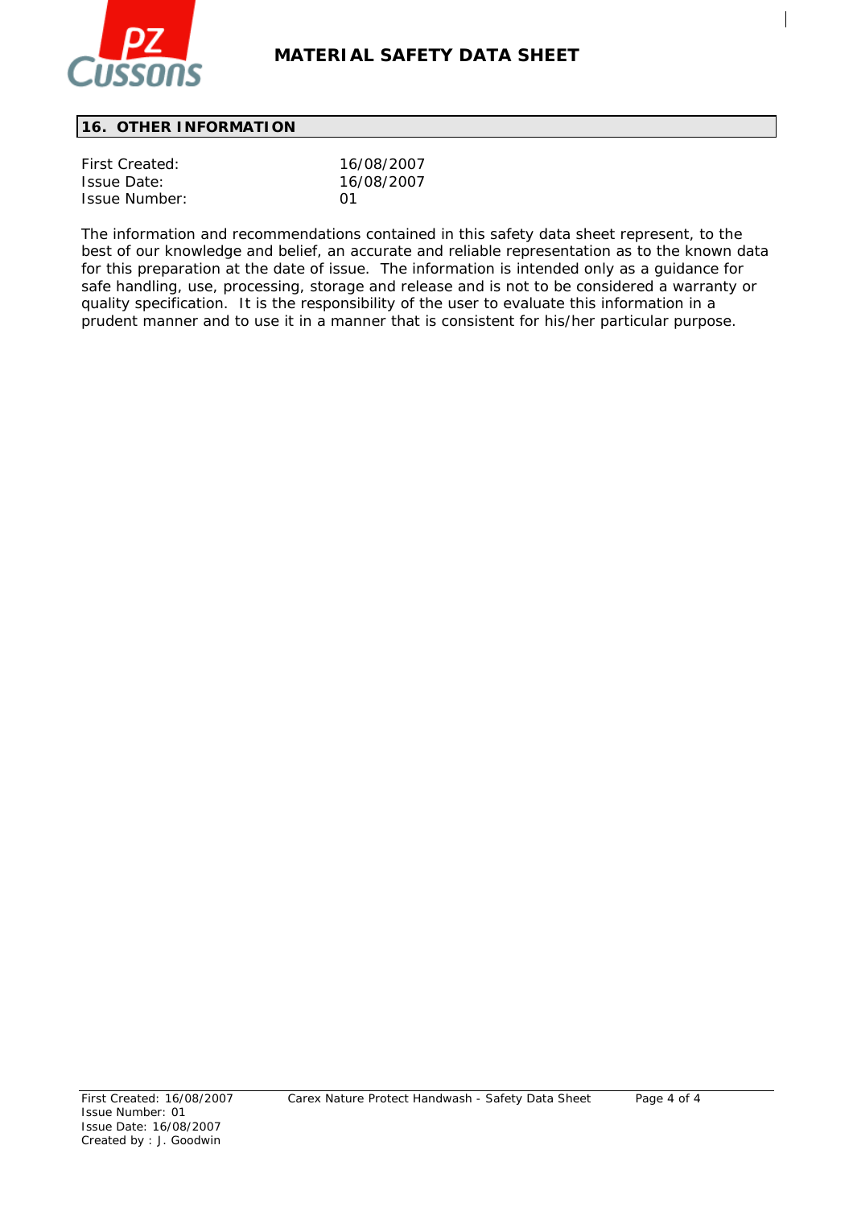## 16. OTHER INFORMATION

| | |
|---|---|
| First Created: | 16/08/2007 |
| Issue Date: | 16/08/2007 |
| Issue Number: | 01 |

The information and recommendations contained in this safety data sheet represent, to the best of our knowledge and belief, an accurate and reliable representation as to the known data for this preparation at the date of issue. The information is intended only as a guidance for safe handling, use, processing, storage and release and is not to be considered a warranty or quality specification. It is the responsibility of the user to evaluate this information in a prudent manner and to use it in a manner that is consistent for his/her particular purpose.